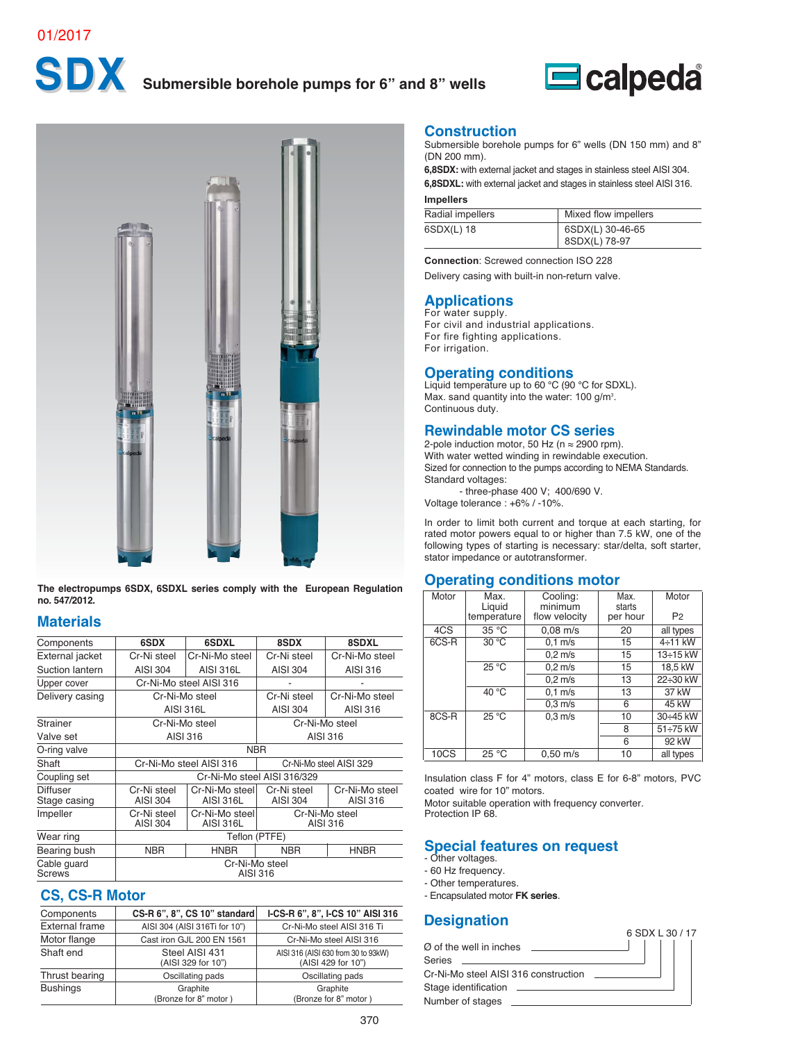01/2017

# SDX Submersible borehole pumps for 6" and 8" wells

calpeda

The electropumps 6SDX, 6SDXL series comply with the European Regulation no. 547/2012.

## Materials

| Components | 6SDX | 6SDXL | 8SDX | 8SDXL |
|---|---|---|---|---|
| External jacket | Cr-Ni steel AISI 304 | Cr-Ni-Mo steel AISI 316L | Cr-Ni steel AISI 304 | Cr-Ni-Mo steel AISI 316 |
| Suction lantern | | | | |
| Upper cover | Cr-Ni-Mo steel AISI 316 | | - | - |
| Delivery casing | Cr-Ni-Mo steel AISI 316L | | Cr-Ni steel AISI 304 | Cr-Ni-Mo steel AISI 316 |
| Strainer | Cr-Ni-Mo steel AISI 316 | | Cr-Ni-Mo steel AISI 316 | |
| Valve set | | | | |
| O-ring valve | NBR | | | |
| Shaft | Cr-Ni-Mo steel AISI 316 | | Cr-Ni-Mo steel AISI 329 | |
| Coupling set | Cr-Ni-Mo steel AISI 316/329 | | | |
| Diffuser | Cr-Ni steel AISI 304 | Cr-Ni-Mo steel AISI 316L | Cr-Ni steel AISI 304 | Cr-Ni-Mo steel AISI 316 |
| Stage casing | | | | |
| Impeller | Cr-Ni steel AISI 304 | Cr-Ni-Mo steel AISI 316L | Cr-Ni-Mo steel AISI 316 | |
| Wear ring | Teflon (PTFE) | | | |
| Bearing bush | NBR | HNBR | NBR | HNBR |
| Cable guard | Cr-Ni-Mo steel AISI 316 | | | |
| Screws | | | | |

## CS, CS-R Motor

| Components | CS-R 6", 8", CS 10" standard | I-CS-R 6", 8", I-CS 10" AISI 316 |
|---|---|---|
| External frame | AISI 304 (AISI 316Ti for 10") | Cr-Ni-Mo steel AISI 316 Ti |
| Motor flange | Cast iron GJL 200 EN 1561 | Cr-Ni-Mo steel AISI 316 |
| Shaft end | Steel AISI 431 (AISI 329 for 10") | AISI 316 (AISI 630 from 30 to 93kW) (AISI 429 for 10") |
| Thrust bearing | Oscillating pads | Oscillating pads |
| Bushings | Graphite (Bronze for 8" motor ) | Graphite (Bronze for 8" motor ) |

## Construction

Submersible borehole pumps for 6" wells (DN 150 mm) and 8" (DN 200 mm).

**6,8SDX:** with external jacket and stages in stainless steel AISI 304.

**6,8SDXL:** with external jacket and stages in stainless steel AISI 316.

**Impellers**

| Radial impellers | Mixed flow impellers |
|---|---|
| 6SDX(L) 18 | 6SDX(L) 30-46-65<br>8SDX(L) 78-97 |

**Connection**: Screwed connection ISO 228

Delivery casing with built-in non-return valve.

## Applications

For water supply.
For civil and industrial applications.
For fire fighting applications.
For irrigation.

## Operating conditions

Liquid temperature up to 60 °C (90 °C for SDXL).
Max. sand quantity into the water: 100 g/m³.
Continuous duty.

## Rewindable motor CS series

2-pole induction motor, 50 Hz (n ≈ 2900 rpm).
With water wetted winding in rewindable execution.
Sized for connection to the pumps according to NEMA Standards.
Standard voltages:
- three-phase 400 V; 400/690 V.

Voltage tolerance : +6% / -10%.

In order to limit both current and torque at each starting, for rated motor powers equal to or higher than 7.5 kW, one of the following types of starting is necessary: star/delta, soft starter, stator impedance or autotransformer.

## Operating conditions motor

| Motor | Max. Liquid temperature | Cooling: minimum flow velocity | Max. starts per hour | Motor P2 |
|---|---|---|---|---|
| 4CS | 35 °C | 0,08 m/s | 20 | all types |
| 6CS-R | 30 °C | 0,1 m/s | 15 | 4÷11 kW |
| | | 0,2 m/s | 15 | 13÷15 kW |
| | 25 °C | 0,2 m/s | 15 | 18,5 kW |
| | | 0,2 m/s | 13 | 22÷30 kW |
| | 40 °C | 0,1 m/s | 13 | 37 kW |
| | | 0,3 m/s | 6 | 45 kW |
| 8CS-R | 25 °C | 0,3 m/s | 10 | 30÷45 kW |
| | | | 8 | 51÷75 kW |
| | | | 6 | 92 kW |
| 10CS | 25 °C | 0,50 m/s | 10 | all types |

Insulation class F for 4" motors, class E for 6-8" motors, PVC coated wire for 10" motors.
Motor suitable operation with frequency converter.
Protection IP 68.

## Special features on request

- Other voltages.
- 60 Hz frequency.
- Other temperatures.
- Encapsulated motor **FK series**.

## Designation

6 SDX L 30 / 17

- Ø of the well in inches
- Series
- Cr-Ni-Mo steel AISI 316 construction
- Stage identification
- Number of stages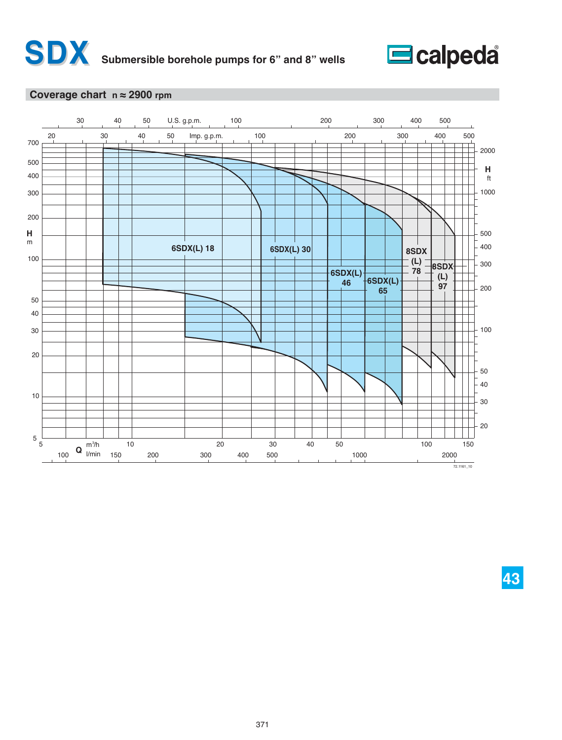# SDX Submersible borehole pumps for 6” and 8” wells

## Coverage chart n ≈ 2900 rpm

Chart axes:

- **Q** (horizontal):
  - m³/h: 5, 10, 20, 30, 40, 50, 100, 150
  - l/min: 100, 150, 200, 300, 400, 500, 1000, 2000
  - U.S. g.p.m.: 30, 40, 50, 100, 200, 300, 400, 500
  - Imp. g.p.m.: 20, 30, 40, 50, 100, 200, 300, 400, 500
- **H** (vertical):
  - m: 5, 10, 20, 30, 40, 50, 100, 200, 300, 400, 500, 700
  - ft: 20, 30, 40, 50, 100, 200, 300, 400, 500, 1000, 2000

Pump ranges shown:

- 6SDX(L) 18
- 6SDX(L) 30
- 6SDX(L) 46
- 6SDX(L) 65
- 8SDX (L) 78
- 8SDX (L) 97

72.1161_10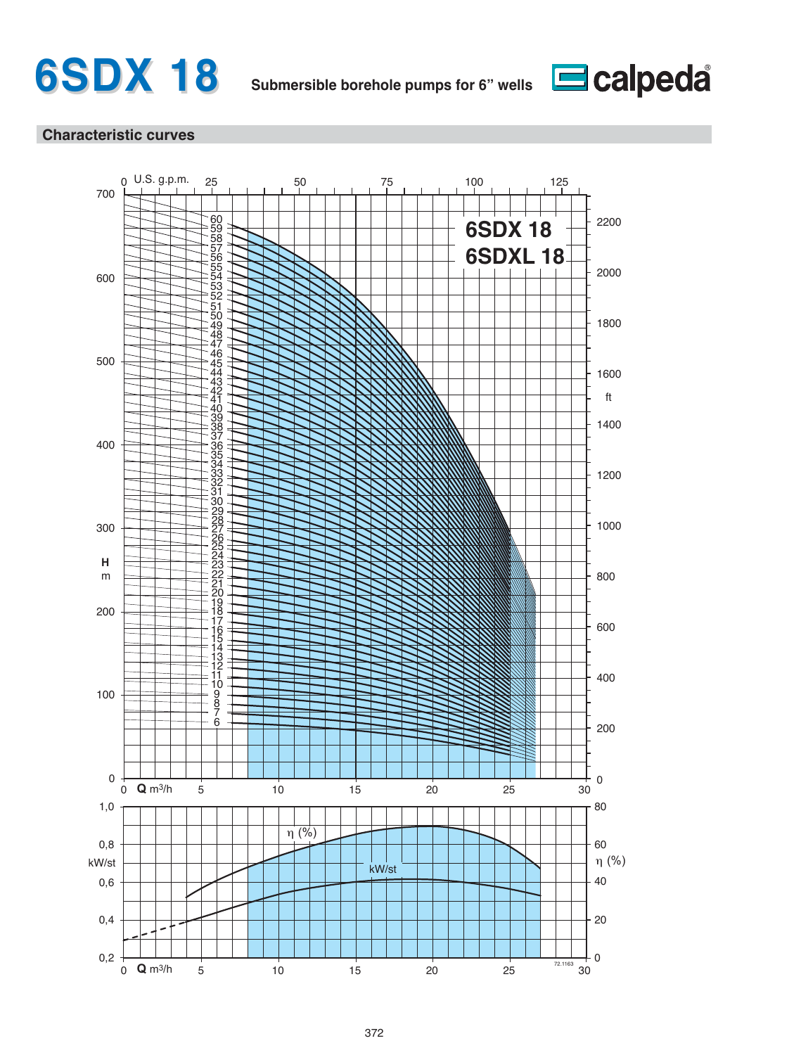# 6SDX 18

**Submersible borehole pumps for 6" wells**

calpeda

## Characteristic curves

6SDX 18
6SDXL 18

U.S. g.p.m. 0 25 50 75 100 125

H m: 0 100 200 300 400 500 600 700

ft: 0 200 400 600 800 1000 1200 1400 1600 1800 2000 2200

Stages: 6 7 8 9 10 11 12 13 14 15 16 17 18 19 20 21 22 23 24 25 26 27 28 29 30 31 32 33 34 35 36 37 38 39 40 41 42 43 44 45 46 47 48 49 50 51 52 53 54 55 56 57 58 59 60

Q $m^3/h$: 0 5 10 15 20 25 30

kW/st: 0,2 0,4 0,6 0,8 1,0

η (%): 0 20 40 60 80

72.1163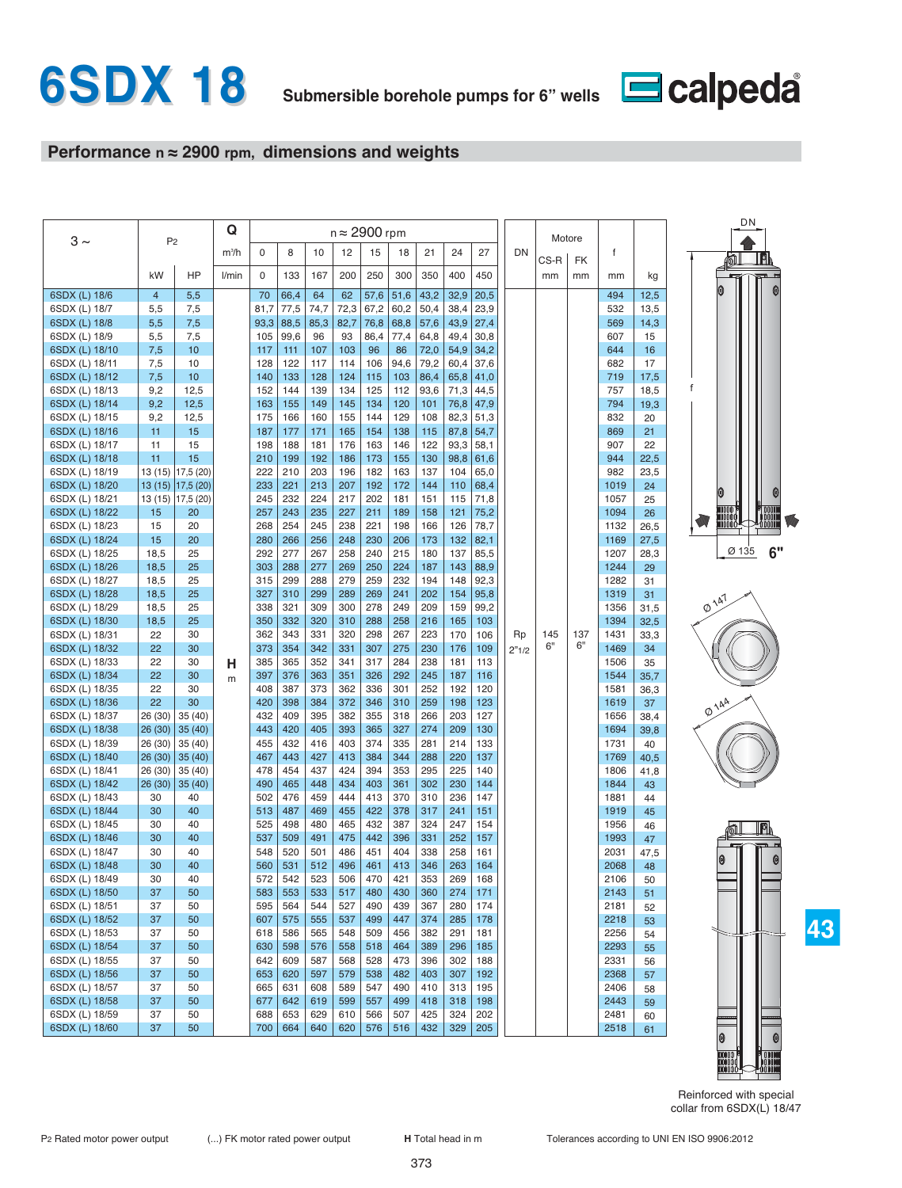# 6SDX 18

**Submersible borehole pumps for 6" wells**

calpeda

## Performance n ≈ 2900 rpm, dimensions and weights

| 3 ~ | P2 | | Q | n ≈ 2900 rpm | | | | | | | | | DN | Motore | | f | |
|---|---|---|---|---|---|---|---|---|---|---|---|---|---|---|---|---|---|
| | | | m³/h | 0 | 8 | 10 | 12 | 15 | 18 | 21 | 24 | 27 | | CS-R | FK | | |
| | kW | HP | l/min | 0 | 133 | 167 | 200 | 250 | 300 | 350 | 400 | 450 | | mm | mm | mm | kg |
| 6SDX (L) 18/6 | 4 | 5,5 | H m | 70 | 66,4 | 64 | 62 | 57,6 | 51,6 | 43,2 | 32,9 | 20,5 | Rp 2"1/2 | 145 6" | 137 6" | 494 | 12,5 |
| 6SDX (L) 18/7 | 5,5 | 7,5 | | 81,7 | 77,5 | 74,7 | 72,3 | 67,2 | 60,2 | 50,4 | 38,4 | 23,9 | | | | 532 | 13,5 |
| 6SDX (L) 18/8 | 5,5 | 7,5 | | 93,3 | 88,5 | 85,3 | 82,7 | 76,8 | 68,8 | 57,6 | 43,9 | 27,4 | | | | 569 | 14,3 |
| 6SDX (L) 18/9 | 5,5 | 7,5 | | 105 | 99,6 | 96 | 93 | 86,4 | 77,4 | 64,8 | 49,4 | 30,8 | | | | 607 | 15 |
| 6SDX (L) 18/10 | 7,5 | 10 | | 117 | 111 | 107 | 103 | 96 | 86 | 72,0 | 54,9 | 34,2 | | | | 644 | 16 |
| 6SDX (L) 18/11 | 7,5 | 10 | | 128 | 122 | 117 | 114 | 106 | 94,6 | 79,2 | 60,4 | 37,6 | | | | 682 | 17 |
| 6SDX (L) 18/12 | 7,5 | 10 | | 140 | 133 | 128 | 124 | 115 | 103 | 86,4 | 65,8 | 41,0 | | | | 719 | 17,5 |
| 6SDX (L) 18/13 | 9,2 | 12,5 | | 152 | 144 | 139 | 134 | 125 | 112 | 93,6 | 71,3 | 44,5 | | | | 757 | 18,5 |
| 6SDX (L) 18/14 | 9,2 | 12,5 | | 163 | 155 | 149 | 145 | 134 | 120 | 101 | 76,8 | 47,9 | | | | 794 | 19,3 |
| 6SDX (L) 18/15 | 9,2 | 12,5 | | 175 | 166 | 160 | 155 | 144 | 129 | 108 | 82,3 | 51,3 | | | | 832 | 20 |
| 6SDX (L) 18/16 | 11 | 15 | | 187 | 177 | 171 | 165 | 154 | 138 | 115 | 87,8 | 54,7 | | | | 869 | 21 |
| 6SDX (L) 18/17 | 11 | 15 | | 198 | 188 | 181 | 176 | 163 | 146 | 122 | 93,3 | 58,1 | | | | 907 | 22 |
| 6SDX (L) 18/18 | 11 | 15 | | 210 | 199 | 192 | 186 | 173 | 155 | 130 | 98,8 | 61,6 | | | | 944 | 22,5 |
| 6SDX (L) 18/19 | 13 (15) | 17,5 (20) | | 222 | 210 | 203 | 196 | 182 | 163 | 137 | 104 | 65,0 | | | | 982 | 23,5 |
| 6SDX (L) 18/20 | 13 (15) | 17,5 (20) | | 233 | 221 | 213 | 207 | 192 | 172 | 144 | 110 | 68,4 | | | | 1019 | 24 |
| 6SDX (L) 18/21 | 13 (15) | 17,5 (20) | | 245 | 232 | 224 | 217 | 202 | 181 | 151 | 115 | 71,8 | | | | 1057 | 25 |
| 6SDX (L) 18/22 | 15 | 20 | | 257 | 243 | 235 | 227 | 211 | 189 | 158 | 121 | 75,2 | | | | 1094 | 26 |
| 6SDX (L) 18/23 | 15 | 20 | | 268 | 254 | 245 | 238 | 221 | 198 | 166 | 126 | 78,7 | | | | 1132 | 26,5 |
| 6SDX (L) 18/24 | 15 | 20 | | 280 | 266 | 256 | 248 | 230 | 206 | 173 | 132 | 82,1 | | | | 1169 | 27,5 |
| 6SDX (L) 18/25 | 18,5 | 25 | | 292 | 277 | 267 | 258 | 240 | 215 | 180 | 137 | 85,5 | | | | 1207 | 28,3 |
| 6SDX (L) 18/26 | 18,5 | 25 | | 303 | 288 | 277 | 269 | 250 | 224 | 187 | 143 | 88,9 | | | | 1244 | 29 |
| 6SDX (L) 18/27 | 18,5 | 25 | | 315 | 299 | 288 | 279 | 259 | 232 | 194 | 148 | 92,3 | | | | 1282 | 31 |
| 6SDX (L) 18/28 | 18,5 | 25 | | 327 | 310 | 299 | 289 | 269 | 241 | 202 | 154 | 95,8 | | | | 1319 | 31 |
| 6SDX (L) 18/29 | 18,5 | 25 | | 338 | 321 | 309 | 300 | 278 | 249 | 209 | 159 | 99,2 | | | | 1356 | 31,5 |
| 6SDX (L) 18/30 | 18,5 | 25 | | 350 | 332 | 320 | 310 | 288 | 258 | 216 | 165 | 103 | | | | 1394 | 32,5 |
| 6SDX (L) 18/31 | 22 | 30 | | 362 | 343 | 331 | 320 | 298 | 267 | 223 | 170 | 106 | | | | 1431 | 33,3 |
| 6SDX (L) 18/32 | 22 | 30 | | 373 | 354 | 342 | 331 | 307 | 275 | 230 | 176 | 109 | | | | 1469 | 34 |
| 6SDX (L) 18/33 | 22 | 30 | | 385 | 365 | 352 | 341 | 317 | 284 | 238 | 181 | 113 | | | | 1506 | 35 |
| 6SDX (L) 18/34 | 22 | 30 | | 397 | 376 | 363 | 351 | 326 | 292 | 245 | 187 | 116 | | | | 1544 | 35,7 |
| 6SDX (L) 18/35 | 22 | 30 | | 408 | 387 | 373 | 362 | 336 | 301 | 252 | 192 | 120 | | | | 1581 | 36,3 |
| 6SDX (L) 18/36 | 22 | 30 | | 420 | 398 | 384 | 372 | 346 | 310 | 259 | 198 | 123 | | | | 1619 | 37 |
| 6SDX (L) 18/37 | 26 (30) | 35 (40) | | 432 | 409 | 395 | 382 | 355 | 318 | 266 | 203 | 127 | | | | 1656 | 38,4 |
| 6SDX (L) 18/38 | 26 (30) | 35 (40) | | 443 | 420 | 405 | 393 | 365 | 327 | 274 | 209 | 130 | | | | 1694 | 39,8 |
| 6SDX (L) 18/39 | 26 (30) | 35 (40) | | 455 | 432 | 416 | 403 | 374 | 335 | 281 | 214 | 133 | | | | 1731 | 40 |
| 6SDX (L) 18/40 | 26 (30) | 35 (40) | | 467 | 443 | 427 | 413 | 384 | 344 | 288 | 220 | 137 | | | | 1769 | 40,5 |
| 6SDX (L) 18/41 | 26 (30) | 35 (40) | | 478 | 454 | 437 | 424 | 394 | 353 | 295 | 225 | 140 | | | | 1806 | 41,8 |
| 6SDX (L) 18/42 | 26 (30) | 35 (40) | | 490 | 465 | 448 | 434 | 403 | 361 | 302 | 230 | 144 | | | | 1844 | 43 |
| 6SDX (L) 18/43 | 30 | 40 | | 502 | 476 | 459 | 444 | 413 | 370 | 310 | 236 | 147 | | | | 1881 | 44 |
| 6SDX (L) 18/44 | 30 | 40 | | 513 | 487 | 469 | 455 | 422 | 378 | 317 | 241 | 151 | | | | 1919 | 45 |
| 6SDX (L) 18/45 | 30 | 40 | | 525 | 498 | 480 | 465 | 432 | 387 | 324 | 247 | 154 | | | | 1956 | 46 |
| 6SDX (L) 18/46 | 30 | 40 | | 537 | 509 | 491 | 475 | 442 | 396 | 331 | 252 | 157 | | | | 1993 | 47 |
| 6SDX (L) 18/47 | 30 | 40 | | 548 | 520 | 501 | 486 | 451 | 404 | 338 | 258 | 161 | | | | 2031 | 47,5 |
| 6SDX (L) 18/48 | 30 | 40 | | 560 | 531 | 512 | 496 | 461 | 413 | 346 | 263 | 164 | | | | 2068 | 48 |
| 6SDX (L) 18/49 | 30 | 40 | | 572 | 542 | 523 | 506 | 470 | 421 | 353 | 269 | 168 | | | | 2106 | 50 |
| 6SDX (L) 18/50 | 37 | 50 | | 583 | 553 | 533 | 517 | 480 | 430 | 360 | 274 | 171 | | | | 2143 | 51 |
| 6SDX (L) 18/51 | 37 | 50 | | 595 | 564 | 544 | 527 | 490 | 439 | 367 | 280 | 174 | | | | 2181 | 52 |
| 6SDX (L) 18/52 | 37 | 50 | | 607 | 575 | 555 | 537 | 499 | 447 | 374 | 285 | 178 | | | | 2218 | 53 |
| 6SDX (L) 18/53 | 37 | 50 | | 618 | 586 | 565 | 548 | 509 | 456 | 382 | 291 | 181 | | | | 2256 | 54 |
| 6SDX (L) 18/54 | 37 | 50 | | 630 | 598 | 576 | 558 | 518 | 464 | 389 | 296 | 185 | | | | 2293 | 55 |
| 6SDX (L) 18/55 | 37 | 50 | | 642 | 609 | 587 | 568 | 528 | 473 | 396 | 302 | 188 | | | | 2331 | 56 |
| 6SDX (L) 18/56 | 37 | 50 | | 653 | 620 | 597 | 579 | 538 | 482 | 403 | 307 | 192 | | | | 2368 | 57 |
| 6SDX (L) 18/57 | 37 | 50 | | 665 | 631 | 608 | 589 | 547 | 490 | 410 | 313 | 195 | | | | 2406 | 58 |
| 6SDX (L) 18/58 | 37 | 50 | | 677 | 642 | 619 | 599 | 557 | 499 | 418 | 318 | 198 | | | | 2443 | 59 |
| 6SDX (L) 18/59 | 37 | 50 | | 688 | 653 | 629 | 610 | 566 | 507 | 425 | 324 | 202 | | | | 2481 | 60 |
| 6SDX (L) 18/60 | 37 | 50 | | 700 | 664 | 640 | 620 | 576 | 516 | 432 | 329 | 205 | | | | 2518 | 61 |

DN, f, Ø 135, 6", Ø 147, Ø 144

Reinforced with special collar from 6SDX(L) 18/47

P2 Rated motor power output (...) FK motor rated power output **H** Total head in m Tolerances according to UNI EN ISO 9906:2012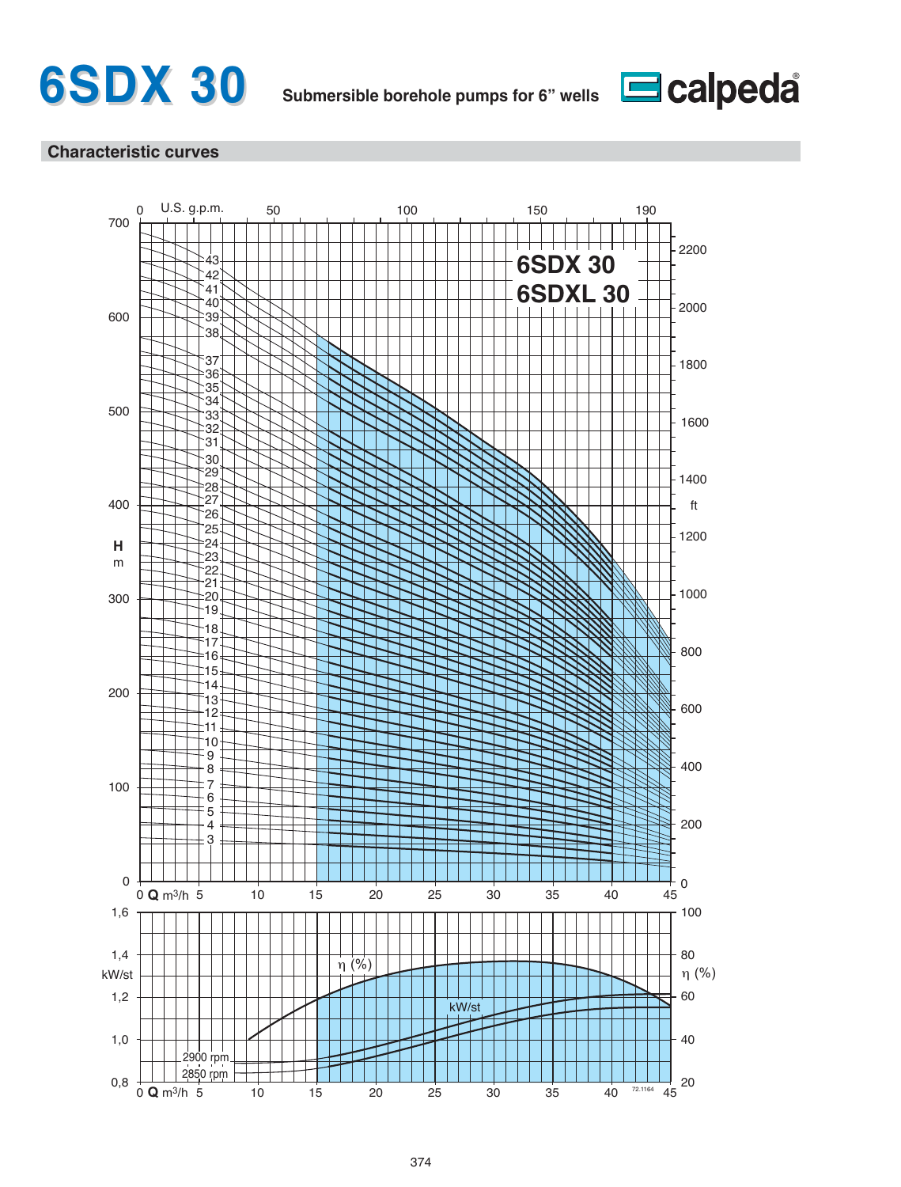# 6SDX 30

**Submersible borehole pumps for 6" wells**

calpeda

## Characteristic curves

6SDX 30
6SDXL 30

U.S. g.p.m. 0 50 100 150 190

H m: 0 100 200 300 400 500 600 700

ft: 0 200 400 600 800 1000 1200 1400 1600 1800 2000 2200

Stages: 3, 4, 5, 6, 7, 8, 9, 10, 11, 12, 13, 14, 15, 16, 17, 18, 19, 20, 21, 22, 23, 24, 25, 26, 27, 28, 29, 30, 31, 32, 33, 34, 35, 36, 37, 38, 39, 40, 41, 42, 43

Q m³/h 0 5 10 15 20 25 30 35 40 45

kW/st: 0,8 1,0 1,2 1,4 1,6

η (%): 20 40 60 80 100

η (%)

kW/st

2900 rpm

2850 rpm

Q m³/h 0 5 10 15 20 25 30 35 40 45

72.1164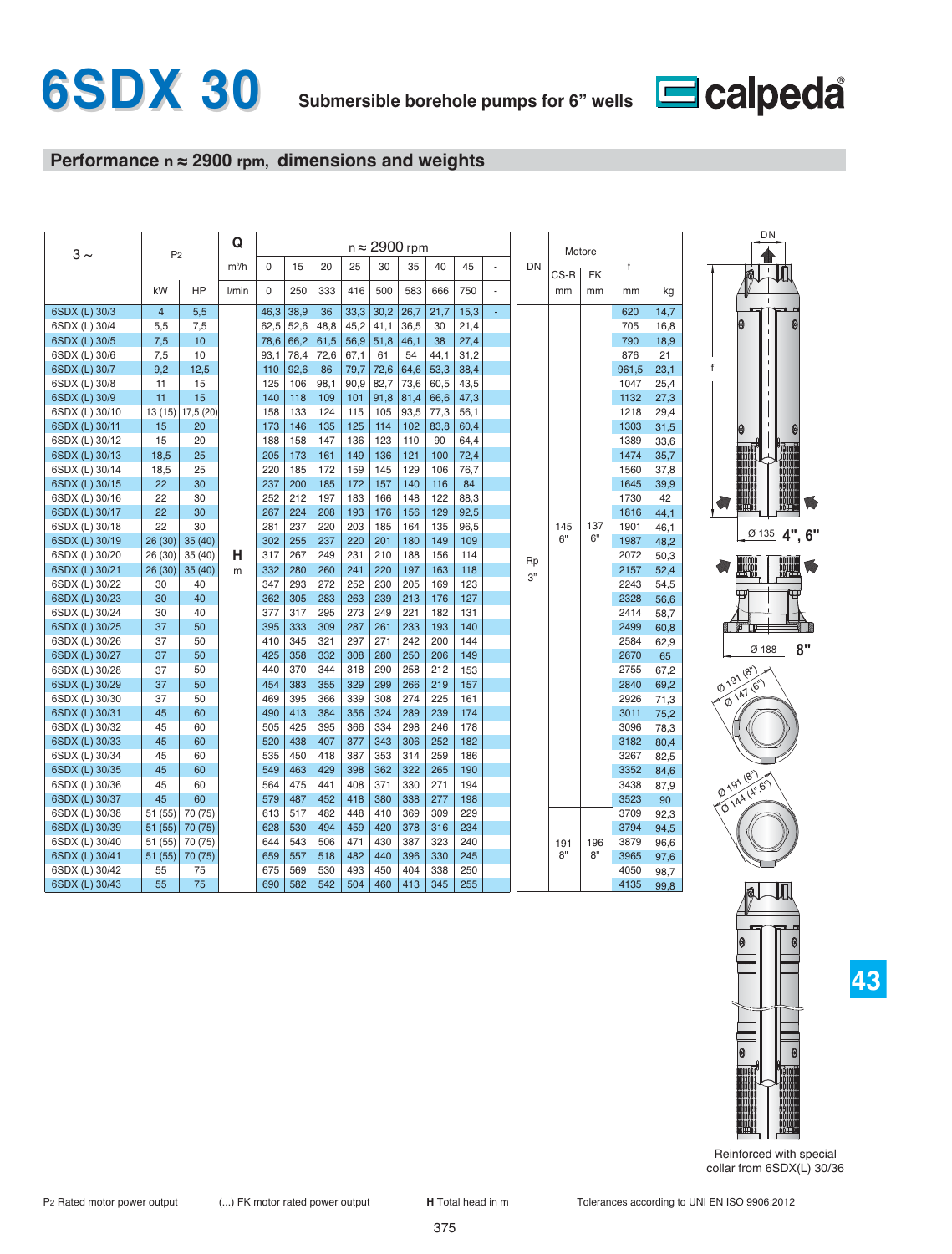# 6SDX 30

**Submersible borehole pumps for 6" wells**

calpeda

## Performance n ≈ 2900 rpm, dimensions and weights

| 3 ~ | P2 | | Q m³/h | 0 | 15 | 20 | 25 | 30 | 35 | 40 | 45 | - | DN | Motore CS-R | Motore FK | f | |
|---|---|---|---|---|---|---|---|---|---|---|---|---|---|---|---|---|---|
| | kW | HP | l/min | 0 | 250 | 333 | 416 | 500 | 583 | 666 | 750 | - | | mm | mm | mm | kg |
| 6SDX (L) 30/3 | 4 | 5,5 | H m | 46,3 | 38,9 | 36 | 33,3 | 30,2 | 26,7 | 21,7 | 15,3 | - | Rp 3" | 145 6" | 137 6" | 620 | 14,7 |
| 6SDX (L) 30/4 | 5,5 | 7,5 | | 62,5 | 52,6 | 48,8 | 45,2 | 41,1 | 36,5 | 30 | 21,4 | | | | | 705 | 16,8 |
| 6SDX (L) 30/5 | 7,5 | 10 | | 78,6 | 66,2 | 61,5 | 56,9 | 51,8 | 46,1 | 38 | 27,4 | | | | | 790 | 18,9 |
| 6SDX (L) 30/6 | 7,5 | 10 | | 93,1 | 78,4 | 72,6 | 67,1 | 61 | 54 | 44,1 | 31,2 | | | | | 876 | 21 |
| 6SDX (L) 30/7 | 9,2 | 12,5 | | 110 | 92,6 | 86 | 79,7 | 72,6 | 64,6 | 53,3 | 38,4 | | | | | 961,5 | 23,1 |
| 6SDX (L) 30/8 | 11 | 15 | | 125 | 106 | 98,1 | 90,9 | 82,7 | 73,6 | 60,5 | 43,5 | | | | | 1047 | 25,4 |
| 6SDX (L) 30/9 | 11 | 15 | | 140 | 118 | 109 | 101 | 91,8 | 81,4 | 66,6 | 47,3 | | | | | 1132 | 27,3 |
| 6SDX (L) 30/10 | 13 (15) | 17,5 (20) | | 158 | 133 | 124 | 115 | 105 | 93,5 | 77,3 | 56,1 | | | | | 1218 | 29,4 |
| 6SDX (L) 30/11 | 15 | 20 | | 173 | 146 | 135 | 125 | 114 | 102 | 83,8 | 60,4 | | | | | 1303 | 31,5 |
| 6SDX (L) 30/12 | 15 | 20 | | 188 | 158 | 147 | 136 | 123 | 110 | 90 | 64,4 | | | | | 1389 | 33,6 |
| 6SDX (L) 30/13 | 18,5 | 25 | | 205 | 173 | 161 | 149 | 136 | 121 | 100 | 72,4 | | | | | 1474 | 35,7 |
| 6SDX (L) 30/14 | 18,5 | 25 | | 220 | 185 | 172 | 159 | 145 | 129 | 106 | 76,7 | | | | | 1560 | 37,8 |
| 6SDX (L) 30/15 | 22 | 30 | | 237 | 200 | 185 | 172 | 157 | 140 | 116 | 84 | | | | | 1645 | 39,9 |
| 6SDX (L) 30/16 | 22 | 30 | | 252 | 212 | 197 | 183 | 166 | 148 | 122 | 88,3 | | | | | 1730 | 42 |
| 6SDX (L) 30/17 | 22 | 30 | | 267 | 224 | 208 | 193 | 176 | 156 | 129 | 92,5 | | | | | 1816 | 44,1 |
| 6SDX (L) 30/18 | 22 | 30 | | 281 | 237 | 220 | 203 | 185 | 164 | 135 | 96,5 | | | | | 1901 | 46,1 |
| 6SDX (L) 30/19 | 26 (30) | 35 (40) | | 302 | 255 | 237 | 220 | 201 | 180 | 149 | 109 | | | | | 1987 | 48,2 |
| 6SDX (L) 30/20 | 26 (30) | 35 (40) | | 317 | 267 | 249 | 231 | 210 | 188 | 156 | 114 | | | | | 2072 | 50,3 |
| 6SDX (L) 30/21 | 26 (30) | 35 (40) | | 332 | 280 | 260 | 241 | 220 | 197 | 163 | 118 | | | | | 2157 | 52,4 |
| 6SDX (L) 30/22 | 30 | 40 | | 347 | 293 | 272 | 252 | 230 | 205 | 169 | 123 | | | | | 2243 | 54,5 |
| 6SDX (L) 30/23 | 30 | 40 | | 362 | 305 | 283 | 263 | 239 | 213 | 176 | 127 | | | | | 2328 | 56,6 |
| 6SDX (L) 30/24 | 30 | 40 | | 377 | 317 | 295 | 273 | 249 | 221 | 182 | 131 | | | | | 2414 | 58,7 |
| 6SDX (L) 30/25 | 37 | 50 | | 395 | 333 | 309 | 287 | 261 | 233 | 193 | 140 | | | | | 2499 | 60,8 |
| 6SDX (L) 30/26 | 37 | 50 | | 410 | 345 | 321 | 297 | 271 | 242 | 200 | 144 | | | | | 2584 | 62,9 |
| 6SDX (L) 30/27 | 37 | 50 | | 425 | 358 | 332 | 308 | 280 | 250 | 206 | 149 | | | | | 2670 | 65 |
| 6SDX (L) 30/28 | 37 | 50 | | 440 | 370 | 344 | 318 | 290 | 258 | 212 | 153 | | | | | 2755 | 67,2 |
| 6SDX (L) 30/29 | 37 | 50 | | 454 | 383 | 355 | 329 | 299 | 266 | 219 | 157 | | | | | 2840 | 69,2 |
| 6SDX (L) 30/30 | 37 | 50 | | 469 | 395 | 366 | 339 | 308 | 274 | 225 | 161 | | | | | 2926 | 71,3 |
| 6SDX (L) 30/31 | 45 | 60 | | 490 | 413 | 384 | 356 | 324 | 289 | 239 | 174 | | | | | 3011 | 75,2 |
| 6SDX (L) 30/32 | 45 | 60 | | 505 | 425 | 395 | 366 | 334 | 298 | 246 | 178 | | | | | 3096 | 78,3 |
| 6SDX (L) 30/33 | 45 | 60 | | 520 | 438 | 407 | 377 | 343 | 306 | 252 | 182 | | | | | 3182 | 80,4 |
| 6SDX (L) 30/34 | 45 | 60 | | 535 | 450 | 418 | 387 | 353 | 314 | 259 | 186 | | | | | 3267 | 82,5 |
| 6SDX (L) 30/35 | 45 | 60 | | 549 | 463 | 429 | 398 | 362 | 322 | 265 | 190 | | | | | 3352 | 84,6 |
| 6SDX (L) 30/36 | 45 | 60 | | 564 | 475 | 441 | 408 | 371 | 330 | 271 | 194 | | | | | 3438 | 87,9 |
| 6SDX (L) 30/37 | 45 | 60 | | 579 | 487 | 452 | 418 | 380 | 338 | 277 | 198 | | | | | 3523 | 90 |
| 6SDX (L) 30/38 | 51 (55) | 70 (75) | | 613 | 517 | 482 | 448 | 410 | 369 | 309 | 229 | | | 191 8" | 196 8" | 3709 | 92,3 |
| 6SDX (L) 30/39 | 51 (55) | 70 (75) | | 628 | 530 | 494 | 459 | 420 | 378 | 316 | 234 | | | | | 3794 | 94,5 |
| 6SDX (L) 30/40 | 51 (55) | 70 (75) | | 644 | 543 | 506 | 471 | 430 | 387 | 323 | 240 | | | | | 3879 | 96,6 |
| 6SDX (L) 30/41 | 51 (55) | 70 (75) | | 659 | 557 | 518 | 482 | 440 | 396 | 330 | 245 | | | | | 3965 | 97,6 |
| 6SDX (L) 30/42 | 55 | 75 | | 675 | 569 | 530 | 493 | 450 | 404 | 338 | 250 | | | | | 4050 | 98,7 |
| 6SDX (L) 30/43 | 55 | 75 | | 690 | 582 | 542 | 504 | 460 | 413 | 345 | 255 | | | | | 4135 | 99,8 |

DN

f

Ø 135 **4", 6"**

Ø 188 **8"**

Ø 191 (8")
Ø 147 (6")

Ø 191 (8")
Ø 144 (4" 6")

Reinforced with special collar from 6SDX(L) 30/36

$P_2$ Rated motor power output (...) FK motor rated power output **H** Total head in m Tolerances according to UNI EN ISO 9906:2012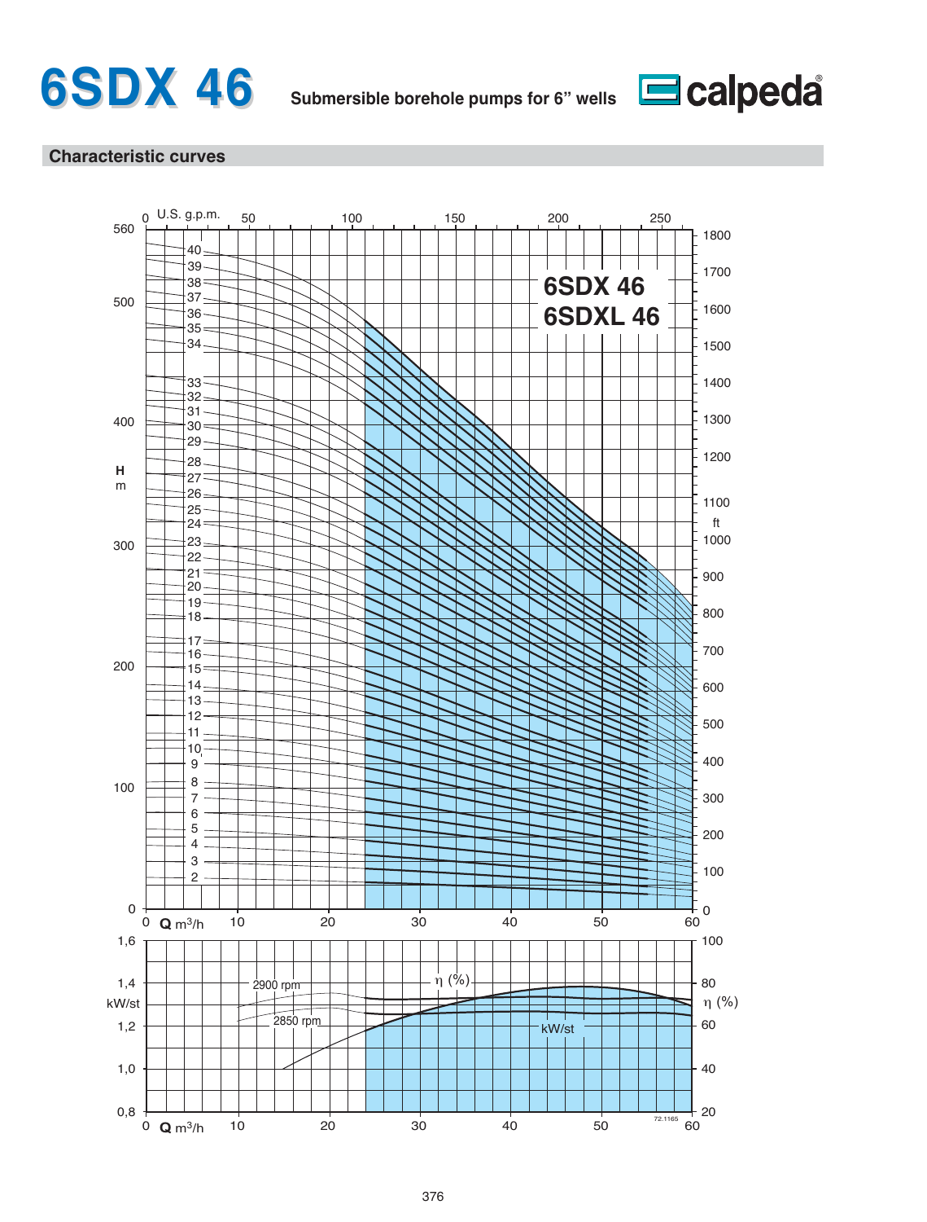# 6SDX 46

**Submersible borehole pumps for 6" wells**

## Characteristic curves

6SDX 46

6SDXL 46

H m: 0, 100, 200, 300, 400, 500, 560

ft: 0, 100, 200, 300, 400, 500, 600, 700, 800, 900, 1000, 1100, 1200, 1300, 1400, 1500, 1600, 1700, 1800

U.S. g.p.m.: 0, 50, 100, 150, 200, 250

Q $m^3/h$: 0, 10, 20, 30, 40, 50, 60

Curves: 2, 3, 4, 5, 6, 7, 8, 9, 10, 11, 12, 13, 14, 15, 16, 17, 18, 19, 20, 21, 22, 23, 24, 25, 26, 27, 28, 29, 30, 31, 32, 33, 34, 35, 36, 37, 38, 39, 40

kW/st: 0,8, 1,0, 1,2, 1,4, 1,6

η (%): 20, 40, 60, 80, 100

2900 rpm

2850 rpm

η (%)

kW/st

72.1165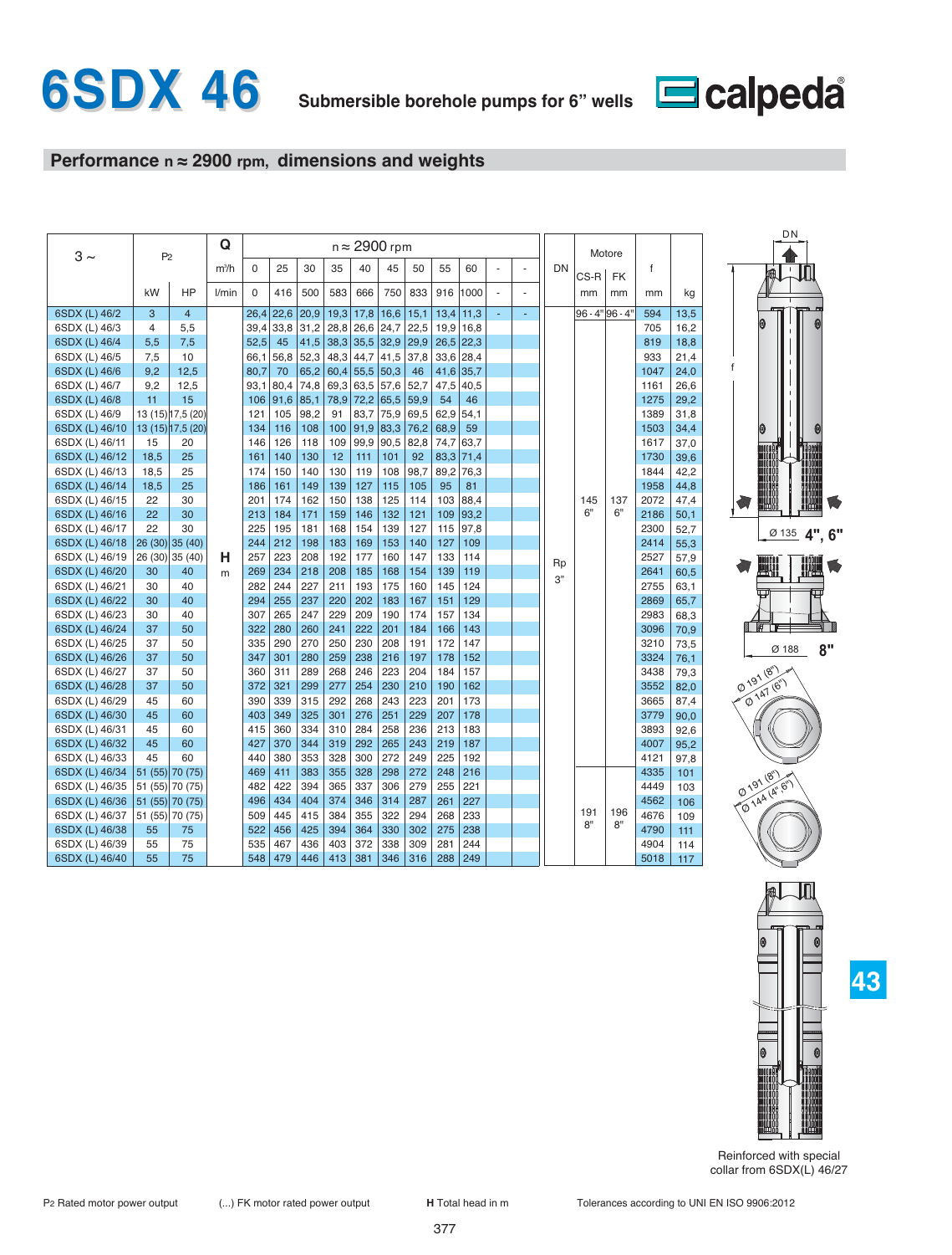# 6SDX 46

**Submersible borehole pumps for 6" wells**

calpeda

## Performance n ≈ 2900 rpm, dimensions and weights

| 3 ~ | P2 | | Q m³/h | 0 | 25 | 30 | 35 | 40 | 45 | 50 | 55 | 60 | - | - | DN | Motore CS-R | Motore FK | f | |
|---|---|---|---|---|---|---|---|---|---|---|---|---|---|---|---|---|---|---|---|
| | kW | HP | l/min | 0 | 416 | 500 | 583 | 666 | 750 | 833 | 916 | 1000 | - | - | | mm | mm | mm | kg |
| 6SDX (L) 46/2 | 3 | 4 | H m | 26,4 | 22,6 | 20,9 | 19,3 | 17,8 | 16,6 | 15,1 | 13,4 | 11,3 | - | - | Rp 3" | 96 - 4" | 96 - 4" | 594 | 13,5 |
| 6SDX (L) 46/3 | 4 | 5,5 | | 39,4 | 33,8 | 31,2 | 28,8 | 26,6 | 24,7 | 22,5 | 19,9 | 16,8 | | | | | | 705 | 16,2 |
| 6SDX (L) 46/4 | 5,5 | 7,5 | | 52,5 | 45 | 41,5 | 38,3 | 35,5 | 32,9 | 29,9 | 26,5 | 22,3 | | | | | | 819 | 18,8 |
| 6SDX (L) 46/5 | 7,5 | 10 | | 66,1 | 56,8 | 52,3 | 48,3 | 44,7 | 41,5 | 37,8 | 33,6 | 28,4 | | | | | | 933 | 21,4 |
| 6SDX (L) 46/6 | 9,2 | 12,5 | | 80,7 | 70 | 65,2 | 60,4 | 55,5 | 50,3 | 46 | 41,6 | 35,7 | | | | | | 1047 | 24,0 |
| 6SDX (L) 46/7 | 9,2 | 12,5 | | 93,1 | 80,4 | 74,8 | 69,3 | 63,5 | 57,6 | 52,7 | 47,5 | 40,5 | | | | | | 1161 | 26,6 |
| 6SDX (L) 46/8 | 11 | 15 | | 106 | 91,6 | 85,1 | 78,9 | 72,2 | 65,5 | 59,9 | 54 | 46 | | | | | | 1275 | 29,2 |
| 6SDX (L) 46/9 | 13 (15) | 17,5 (20) | | 121 | 105 | 98,2 | 91 | 83,7 | 75,9 | 69,5 | 62,9 | 54,1 | | | | | | 1389 | 31,8 |
| 6SDX (L) 46/10 | 13 (15) | 17,5 (20) | | 134 | 116 | 108 | 100 | 91,9 | 83,3 | 76,2 | 68,9 | 59 | | | | | | 1503 | 34,4 |
| 6SDX (L) 46/11 | 15 | 20 | | 146 | 126 | 118 | 109 | 99,9 | 90,5 | 82,8 | 74,7 | 63,7 | | | | | | 1617 | 37,0 |
| 6SDX (L) 46/12 | 18,5 | 25 | | 161 | 140 | 130 | 12 | 111 | 101 | 92 | 83,3 | 71,4 | | | | | | 1730 | 39,6 |
| 6SDX (L) 46/13 | 18,5 | 25 | | 174 | 150 | 140 | 130 | 119 | 108 | 98,7 | 89,2 | 76,3 | | | | | | 1844 | 42,2 |
| 6SDX (L) 46/14 | 18,5 | 25 | | 186 | 161 | 149 | 139 | 127 | 115 | 105 | 95 | 81 | | | | | | 1958 | 44,8 |
| 6SDX (L) 46/15 | 22 | 30 | | 201 | 174 | 162 | 150 | 138 | 125 | 114 | 103 | 88,4 | | | | 145 6" | 137 6" | 2072 | 47,4 |
| 6SDX (L) 46/16 | 22 | 30 | | 213 | 184 | 171 | 159 | 146 | 132 | 121 | 109 | 93,2 | | | | | | 2186 | 50,1 |
| 6SDX (L) 46/17 | 22 | 30 | | 225 | 195 | 181 | 168 | 154 | 139 | 127 | 115 | 97,8 | | | | | | 2300 | 52,7 |
| 6SDX (L) 46/18 | 26 (30) | 35 (40) | | 244 | 212 | 198 | 183 | 169 | 153 | 140 | 127 | 109 | | | | | | 2414 | 55,3 |
| 6SDX (L) 46/19 | 26 (30) | 35 (40) | | 257 | 223 | 208 | 192 | 177 | 160 | 147 | 133 | 114 | | | | | | 2527 | 57,9 |
| 6SDX (L) 46/20 | 30 | 40 | | 269 | 234 | 218 | 208 | 185 | 168 | 154 | 139 | 119 | | | | | | 2641 | 60,5 |
| 6SDX (L) 46/21 | 30 | 40 | | 282 | 244 | 227 | 211 | 193 | 175 | 160 | 145 | 124 | | | | | | 2755 | 63,1 |
| 6SDX (L) 46/22 | 30 | 40 | | 294 | 255 | 237 | 220 | 202 | 183 | 167 | 151 | 129 | | | | | | 2869 | 65,7 |
| 6SDX (L) 46/23 | 30 | 40 | | 307 | 265 | 247 | 229 | 209 | 190 | 174 | 157 | 134 | | | | | | 2983 | 68,3 |
| 6SDX (L) 46/24 | 37 | 50 | | 322 | 280 | 260 | 241 | 222 | 201 | 184 | 166 | 143 | | | | | | 3096 | 70,9 |
| 6SDX (L) 46/25 | 37 | 50 | | 335 | 290 | 270 | 250 | 230 | 208 | 191 | 172 | 147 | | | | | | 3210 | 73,5 |
| 6SDX (L) 46/26 | 37 | 50 | | 347 | 301 | 280 | 259 | 238 | 216 | 197 | 178 | 152 | | | | | | 3324 | 76,1 |
| 6SDX (L) 46/27 | 37 | 50 | | 360 | 311 | 289 | 268 | 246 | 223 | 204 | 184 | 157 | | | | | | 3438 | 79,3 |
| 6SDX (L) 46/28 | 37 | 50 | | 372 | 321 | 299 | 277 | 254 | 230 | 210 | 190 | 162 | | | | | | 3552 | 82,0 |
| 6SDX (L) 46/29 | 45 | 60 | | 390 | 339 | 315 | 292 | 268 | 243 | 223 | 201 | 173 | | | | | | 3665 | 87,4 |
| 6SDX (L) 46/30 | 45 | 60 | | 403 | 349 | 325 | 301 | 276 | 251 | 229 | 207 | 178 | | | | | | 3779 | 90,0 |
| 6SDX (L) 46/31 | 45 | 60 | | 415 | 360 | 334 | 310 | 284 | 258 | 236 | 213 | 183 | | | | | | 3893 | 92,6 |
| 6SDX (L) 46/32 | 45 | 60 | | 427 | 370 | 344 | 319 | 292 | 265 | 243 | 219 | 187 | | | | | | 4007 | 95,2 |
| 6SDX (L) 46/33 | 45 | 60 | | 440 | 380 | 353 | 328 | 300 | 272 | 249 | 225 | 192 | | | | | | 4121 | 97,8 |
| 6SDX (L) 46/34 | 51 (55) | 70 (75) | | 469 | 411 | 383 | 355 | 328 | 298 | 272 | 248 | 216 | | | | | | 4335 | 101 |
| 6SDX (L) 46/35 | 51 (55) | 70 (75) | | 482 | 422 | 394 | 365 | 337 | 306 | 279 | 255 | 221 | | | | | | 4449 | 103 |
| 6SDX (L) 46/36 | 51 (55) | 70 (75) | | 496 | 434 | 404 | 374 | 346 | 314 | 287 | 261 | 227 | | | | 191 8" | 196 8" | 4562 | 106 |
| 6SDX (L) 46/37 | 51 (55) | 70 (75) | | 509 | 445 | 415 | 384 | 355 | 322 | 294 | 268 | 233 | | | | | | 4676 | 109 |
| 6SDX (L) 46/38 | 55 | 75 | | 522 | 456 | 425 | 394 | 364 | 330 | 302 | 275 | 238 | | | | | | 4790 | 111 |
| 6SDX (L) 46/39 | 55 | 75 | | 535 | 467 | 436 | 403 | 372 | 338 | 309 | 281 | 244 | | | | | | 4904 | 114 |
| 6SDX (L) 46/40 | 55 | 75 | | 548 | 479 | 446 | 413 | 381 | 346 | 316 | 288 | 249 | | | | | | 5018 | 117 |

DN

f

Ø 135 **4", 6"**

Ø 188 **8"**

Ø 191 (8")
Ø 147 (6")

Ø 191 (8")
Ø 144 (4" 6")

Reinforced with special collar from 6SDX(L) 46/27

P2 Rated motor power output (...) FK motor rated power output **H** Total head in m Tolerances according to UNI EN ISO 9906:2012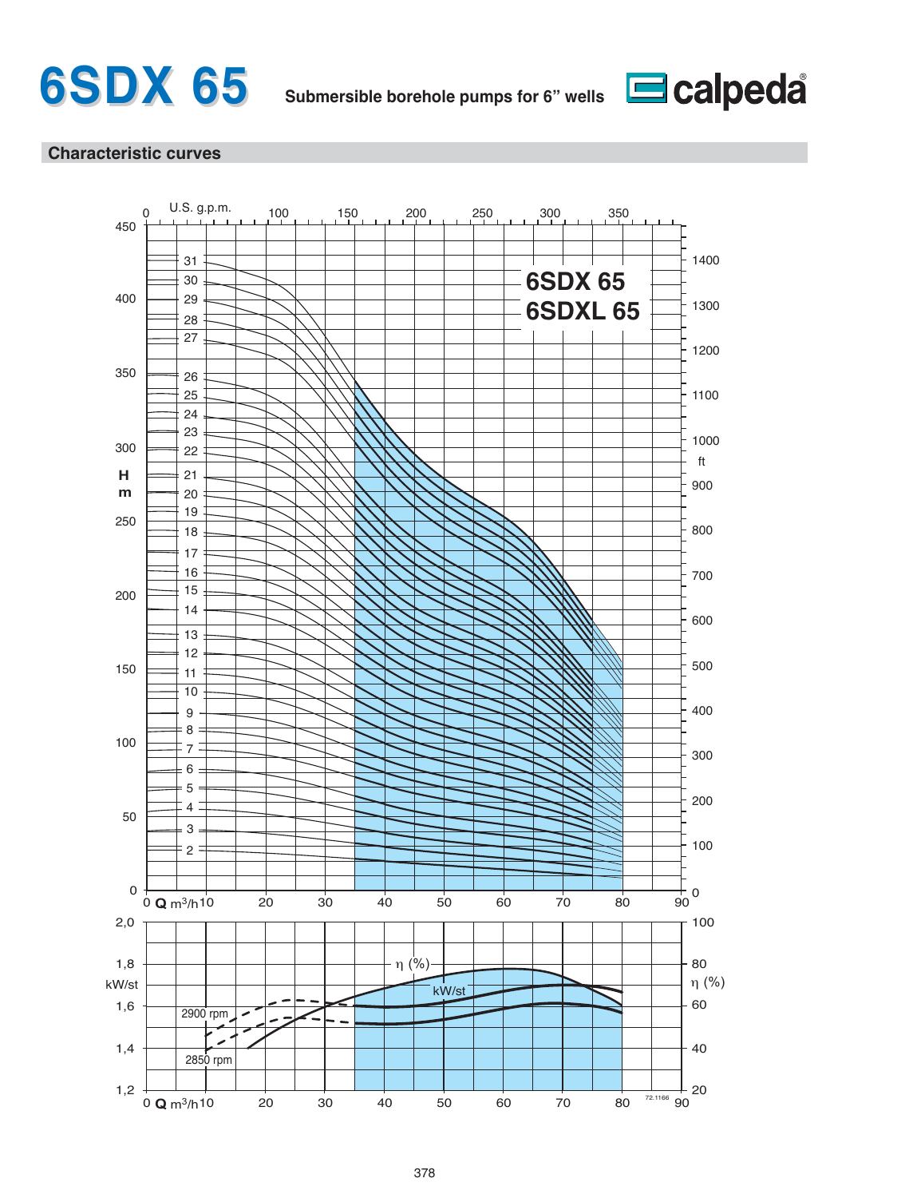# 6SDX 65

**Submersible borehole pumps for 6" wells**

calpeda

## Characteristic curves

6SDX 65
6SDXL 65

U.S. g.p.m. 0 100 150 200 250 300 350

H m: 0 50 100 150 200 250 300 350 400 450

ft: 0 100 200 300 400 500 600 700 800 900 1000 1100 1200 1300 1400

Curves: 2, 3, 4, 5, 6, 7, 8, 9, 10, 11, 12, 13, 14, 15, 16, 17, 18, 19, 20, 21, 22, 23, 24, 25, 26, 27, 28, 29, 30, 31

Q m³/h: 0 10 20 30 40 50 60 70 80 90

kW/st: 1,2 1,4 1,6 1,8 2,0

η (%): 20 40 60 80 100

η (%)

kW/st

2900 rpm

2850 rpm

Q m³/h: 0 10 20 30 40 50 60 70 80 90

72.1166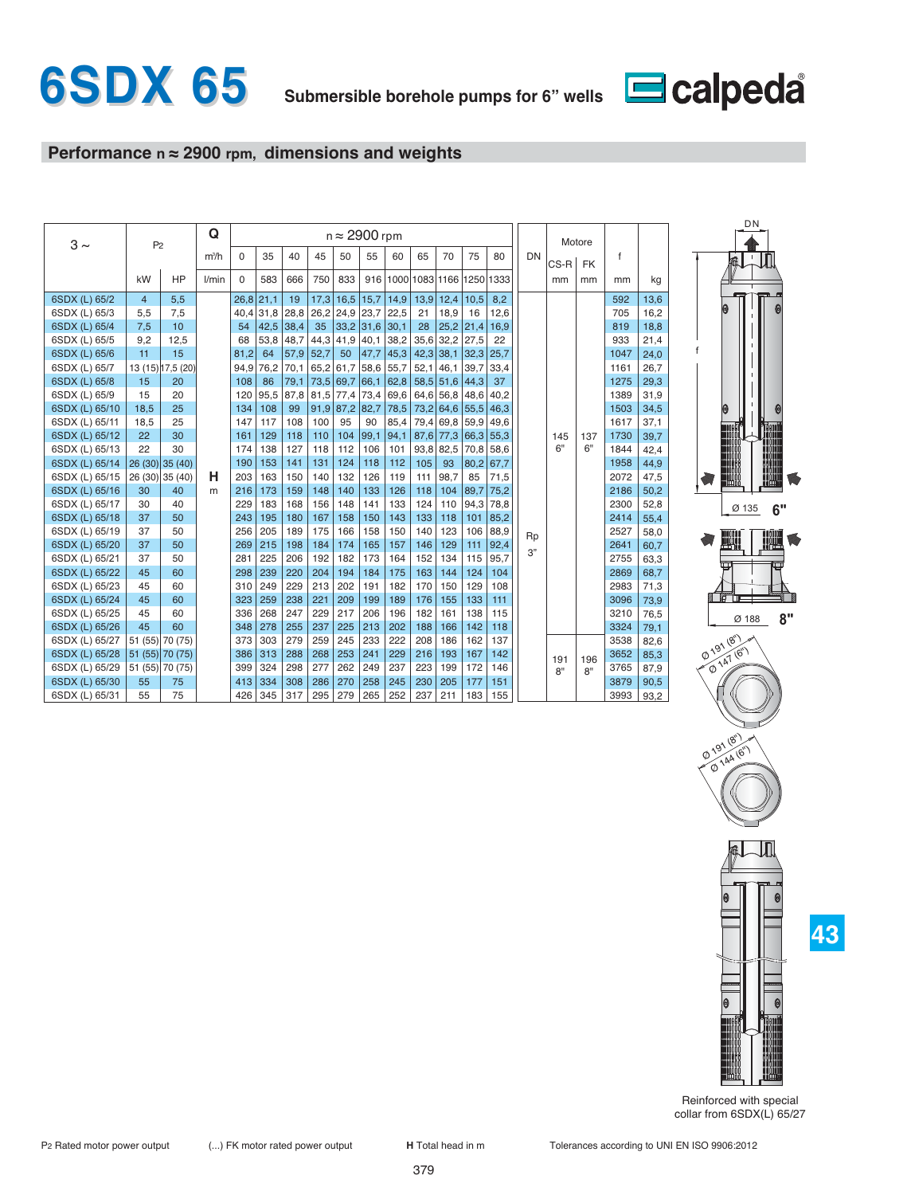# 6SDX 65

**Submersible borehole pumps for 6" wells**

calpeda

## Performance n ≈ 2900 rpm, dimensions and weights

| 3 ~ | P2 | | Q m³/h | 0 | 35 | 40 | 45 | 50 | 55 | 60 | 65 | 70 | 75 | 80 | DN | Motore CS-R | Motore FK | f | |
|---|---|---|---|---|---|---|---|---|---|---|---|---|---|---|---|---|---|---|---|
| | kW | HP | l/min | 0 | 583 | 666 | 750 | 833 | 916 | 1000 | 1083 | 1166 | 1250 | 1333 | | mm | mm | mm | kg |
| 6SDX (L) 65/2 | 4 | 5,5 | H m | 26,8 | 21,1 | 19 | 17,3 | 16,5 | 15,7 | 14,9 | 13,9 | 12,4 | 10,5 | 8,2 | Rp 3" | 145 6" | 137 6" | 592 | 13,6 |
| 6SDX (L) 65/3 | 5,5 | 7,5 | | 40,4 | 31,8 | 28,8 | 26,2 | 24,9 | 23,7 | 22,5 | 21 | 18,9 | 16 | 12,6 | | | | 705 | 16,2 |
| 6SDX (L) 65/4 | 7,5 | 10 | | 54 | 42,5 | 38,4 | 35 | 33,2 | 31,6 | 30,1 | 28 | 25,2 | 21,4 | 16,9 | | | | 819 | 18,8 |
| 6SDX (L) 65/5 | 9,2 | 12,5 | | 68 | 53,8 | 48,7 | 44,3 | 41,9 | 40,1 | 38,2 | 35,6 | 32,2 | 27,5 | 22 | | | | 933 | 21,4 |
| 6SDX (L) 65/6 | 11 | 15 | | 81,2 | 64 | 57,9 | 52,7 | 50 | 47,7 | 45,3 | 42,3 | 38,1 | 32,3 | 25,7 | | | | 1047 | 24,0 |
| 6SDX (L) 65/7 | 13 (15) | 17,5 (20) | | 94,9 | 76,2 | 70,1 | 65,2 | 61,7 | 58,6 | 55,7 | 52,1 | 46,1 | 39,7 | 33,4 | | | | 1161 | 26,7 |
| 6SDX (L) 65/8 | 15 | 20 | | 108 | 86 | 79,1 | 73,5 | 69,7 | 66,1 | 62,8 | 58,5 | 51,6 | 44,3 | 37 | | | | 1275 | 29,3 |
| 6SDX (L) 65/9 | 15 | 20 | | 120 | 95,5 | 87,8 | 81,5 | 77,4 | 73,4 | 69,6 | 64,6 | 56,8 | 48,6 | 40,2 | | | | 1389 | 31,9 |
| 6SDX (L) 65/10 | 18,5 | 25 | | 134 | 108 | 99 | 91,9 | 87,2 | 82,7 | 78,5 | 73,2 | 64,6 | 55,5 | 46,3 | | | | 1503 | 34,5 |
| 6SDX (L) 65/11 | 18,5 | 25 | | 147 | 117 | 108 | 100 | 95 | 90 | 85,4 | 79,4 | 69,8 | 59,9 | 49,6 | | | | 1617 | 37,1 |
| 6SDX (L) 65/12 | 22 | 30 | | 161 | 129 | 118 | 110 | 104 | 99,1 | 94,1 | 87,6 | 77,3 | 66,3 | 55,3 | | | | 1730 | 39,7 |
| 6SDX (L) 65/13 | 22 | 30 | | 174 | 138 | 127 | 118 | 112 | 106 | 101 | 93,8 | 82,5 | 70,8 | 58,6 | | | | 1844 | 42,4 |
| 6SDX (L) 65/14 | 26 (30) | 35 (40) | | 190 | 153 | 141 | 131 | 124 | 118 | 112 | 105 | 93 | 80,2 | 67,7 | | | | 1958 | 44,9 |
| 6SDX (L) 65/15 | 26 (30) | 35 (40) | | 203 | 163 | 150 | 140 | 132 | 126 | 119 | 111 | 98,7 | 85 | 71,5 | | | | 2072 | 47,5 |
| 6SDX (L) 65/16 | 30 | 40 | | 216 | 173 | 159 | 148 | 140 | 133 | 126 | 118 | 104 | 89,7 | 75,2 | | | | 2186 | 50,2 |
| 6SDX (L) 65/17 | 30 | 40 | | 229 | 183 | 168 | 156 | 148 | 141 | 133 | 124 | 110 | 94,3 | 78,8 | | | | 2300 | 52,8 |
| 6SDX (L) 65/18 | 37 | 50 | | 243 | 195 | 180 | 167 | 158 | 150 | 143 | 133 | 118 | 101 | 85,2 | | | | 2414 | 55,4 |
| 6SDX (L) 65/19 | 37 | 50 | | 256 | 205 | 189 | 175 | 166 | 158 | 150 | 140 | 123 | 106 | 88,9 | | | | 2527 | 58,0 |
| 6SDX (L) 65/20 | 37 | 50 | | 269 | 215 | 198 | 184 | 174 | 165 | 157 | 146 | 129 | 111 | 92,4 | | | | 2641 | 60,7 |
| 6SDX (L) 65/21 | 37 | 50 | | 281 | 225 | 206 | 192 | 182 | 173 | 164 | 152 | 134 | 115 | 95,7 | | | | 2755 | 63,3 |
| 6SDX (L) 65/22 | 45 | 60 | | 298 | 239 | 220 | 204 | 194 | 184 | 175 | 163 | 144 | 124 | 104 | | | | 2869 | 68,7 |
| 6SDX (L) 65/23 | 45 | 60 | | 310 | 249 | 229 | 213 | 202 | 191 | 182 | 170 | 150 | 129 | 108 | | | | 2983 | 71,3 |
| 6SDX (L) 65/24 | 45 | 60 | | 323 | 259 | 238 | 221 | 209 | 199 | 189 | 176 | 155 | 133 | 111 | | | | 3096 | 73,9 |
| 6SDX (L) 65/25 | 45 | 60 | | 336 | 268 | 247 | 229 | 217 | 206 | 196 | 182 | 161 | 138 | 115 | | | | 3210 | 76,5 |
| 6SDX (L) 65/26 | 45 | 60 | | 348 | 278 | 255 | 237 | 225 | 213 | 202 | 188 | 166 | 142 | 118 | | | | 3324 | 79,1 |
| 6SDX (L) 65/27 | 51 (55) | 70 (75) | | 373 | 303 | 279 | 259 | 245 | 233 | 222 | 208 | 186 | 162 | 137 | | 191 8" | 196 8" | 3538 | 82,6 |
| 6SDX (L) 65/28 | 51 (55) | 70 (75) | | 386 | 313 | 288 | 268 | 253 | 241 | 229 | 216 | 193 | 167 | 142 | | | | 3652 | 85,3 |
| 6SDX (L) 65/29 | 51 (55) | 70 (75) | | 399 | 324 | 298 | 277 | 262 | 249 | 237 | 223 | 199 | 172 | 146 | | | | 3765 | 87,9 |
| 6SDX (L) 65/30 | 55 | 75 | | 413 | 334 | 308 | 286 | 270 | 258 | 245 | 230 | 205 | 177 | 151 | | | | 3879 | 90,5 |
| 6SDX (L) 65/31 | 55 | 75 | | 426 | 345 | 317 | 295 | 279 | 265 | 252 | 237 | 211 | 183 | 155 | | | | 3993 | 93,2 |

DN

f

Ø 135 6"

Ø 188 8"

Ø 191 (8")
Ø 147 (6")

Ø 191 (8")
Ø 144 (6")

Reinforced with special collar from 6SDX(L) 65/27

P2 Rated motor power output (...) FK motor rated power output **H** Total head in m Tolerances according to UNI EN ISO 9906:2012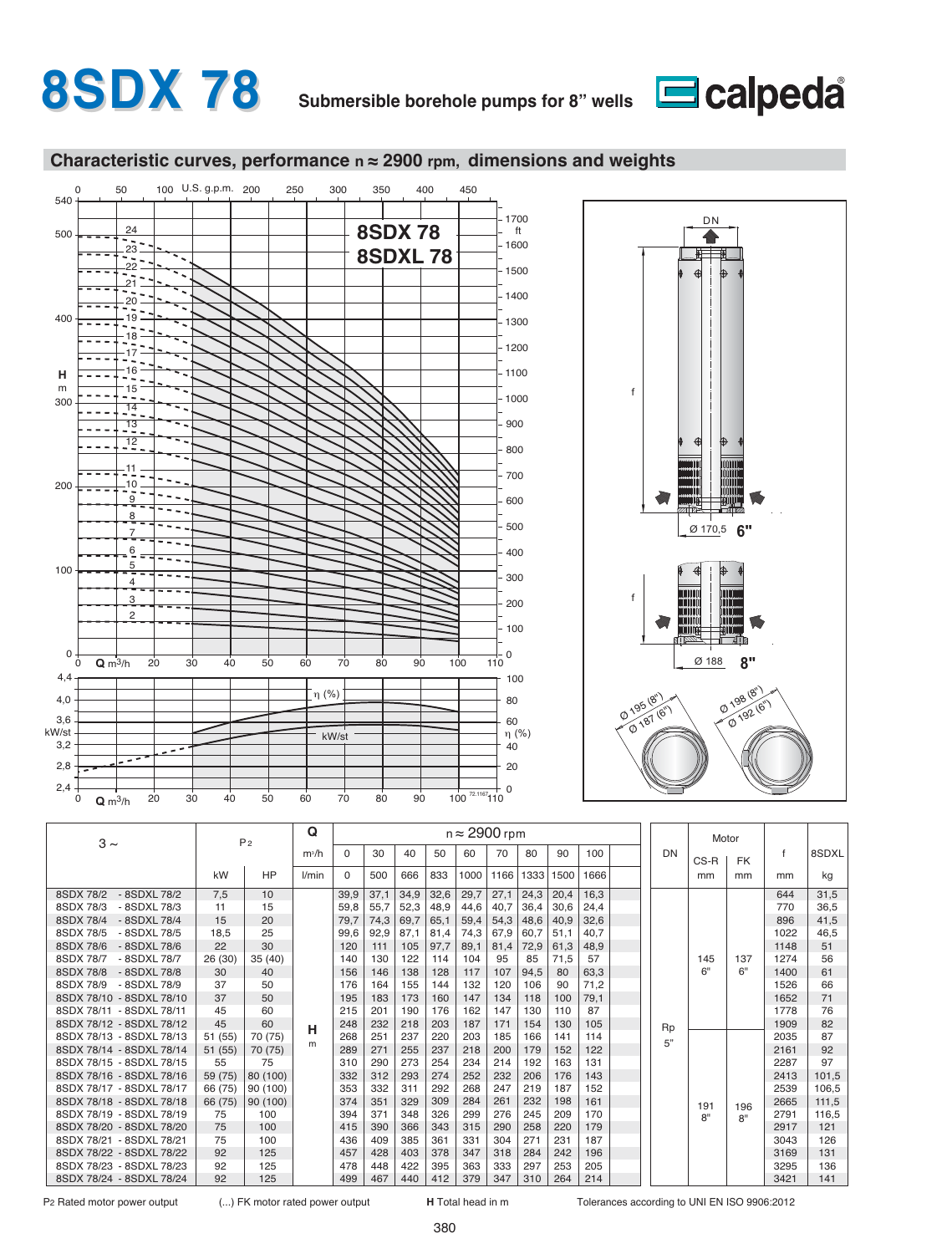# 8SDX 78

**Submersible borehole pumps for 8" wells**

calpeda

## Characteristic curves, performance n ≈ 2900 rpm, dimensions and weights

**8SDX 78**
**8SDXL 78**

| 3 ~ | $P_2$ | | Q | n ≈ 2900 rpm | | | | | | | | | DN | Motor | | f | 8SDXL |
|---|---|---|---|---|---|---|---|---|---|---|---|---|---|---|---|---|---|
| | | | m³/h | 0 | 30 | 40 | 50 | 60 | 70 | 80 | 90 | 100 | | CS-R | FK | | |
| | kW | HP | l/min | 0 | 500 | 666 | 833 | 1000 | 1166 | 1333 | 1500 | 1666 | | mm | mm | mm | kg |
| 8SDX 78/2 - 8SDXL 78/2 | 7,5 | 10 | H m | 39,9 | 37,1 | 34,9 | 32,6 | 29,7 | 27,1 | 24,3 | 20,4 | 16,3 | Rp 5" | 145 6" | 137 6" | 644 | 31,5 |
| 8SDX 78/3 - 8SDXL 78/3 | 11 | 15 | | 59,8 | 55,7 | 52,3 | 48,9 | 44,6 | 40,7 | 36,4 | 30,6 | 24,4 | | | | 770 | 36,5 |
| 8SDX 78/4 - 8SDXL 78/4 | 15 | 20 | | 79,7 | 74,3 | 69,7 | 65,1 | 59,4 | 54,3 | 48,6 | 40,9 | 32,6 | | | | 896 | 41,5 |
| 8SDX 78/5 - 8SDXL 78/5 | 18,5 | 25 | | 99,6 | 92,9 | 87,1 | 81,4 | 74,3 | 67,9 | 60,7 | 51,1 | 40,7 | | | | 1022 | 46,5 |
| 8SDX 78/6 - 8SDXL 78/6 | 22 | 30 | | 120 | 111 | 105 | 97,7 | 89,1 | 81,4 | 72,9 | 61,3 | 48,9 | | | | 1148 | 51 |
| 8SDX 78/7 - 8SDXL 78/7 | 26 (30) | 35 (40) | | 140 | 130 | 122 | 114 | 104 | 95 | 85 | 71,5 | 57 | | | | 1274 | 56 |
| 8SDX 78/8 - 8SDXL 78/8 | 30 | 40 | | 156 | 146 | 138 | 128 | 117 | 107 | 94,5 | 80 | 63,3 | | | | 1400 | 61 |
| 8SDX 78/9 - 8SDXL 78/9 | 37 | 50 | | 176 | 164 | 155 | 144 | 132 | 120 | 106 | 90 | 71,2 | | | | 1526 | 66 |
| 8SDX 78/10 - 8SDXL 78/10 | 37 | 50 | | 195 | 183 | 173 | 160 | 147 | 134 | 118 | 100 | 79,1 | | | | 1652 | 71 |
| 8SDX 78/11 - 8SDXL 78/11 | 45 | 60 | | 215 | 201 | 190 | 176 | 162 | 147 | 130 | 110 | 87 | | | | 1778 | 76 |
| 8SDX 78/12 - 8SDXL 78/12 | 45 | 60 | | 248 | 232 | 218 | 203 | 187 | 171 | 154 | 130 | 105 | | | | 1909 | 82 |
| 8SDX 78/13 - 8SDXL 78/13 | 51 (55) | 70 (75) | | 268 | 251 | 237 | 220 | 203 | 185 | 166 | 141 | 114 | | 191 8" | 196 8" | 2035 | 87 |
| 8SDX 78/14 - 8SDXL 78/14 | 51 (55) | 70 (75) | | 289 | 271 | 255 | 237 | 218 | 200 | 179 | 152 | 122 | | | | 2161 | 92 |
| 8SDX 78/15 - 8SDXL 78/15 | 55 | 75 | | 310 | 290 | 273 | 254 | 234 | 214 | 192 | 163 | 131 | | | | 2287 | 97 |
| 8SDX 78/16 - 8SDXL 78/16 | 59 (75) | 80 (100) | | 332 | 312 | 293 | 274 | 252 | 232 | 206 | 176 | 143 | | | | 2413 | 101,5 |
| 8SDX 78/17 - 8SDXL 78/17 | 66 (75) | 90 (100) | | 353 | 332 | 311 | 292 | 268 | 247 | 219 | 187 | 152 | | | | 2539 | 106,5 |
| 8SDX 78/18 - 8SDXL 78/18 | 66 (75) | 90 (100) | | 374 | 351 | 329 | 309 | 284 | 261 | 232 | 198 | 161 | | | | 2665 | 111,5 |
| 8SDX 78/19 - 8SDXL 78/19 | 75 | 100 | | 394 | 371 | 348 | 326 | 299 | 276 | 245 | 209 | 170 | | | | 2791 | 116,5 |
| 8SDX 78/20 - 8SDXL 78/20 | 75 | 100 | | 415 | 390 | 366 | 343 | 315 | 290 | 258 | 220 | 179 | | | | 2917 | 121 |
| 8SDX 78/21 - 8SDXL 78/21 | 75 | 100 | | 436 | 409 | 385 | 361 | 331 | 304 | 271 | 231 | 187 | | | | 3043 | 126 |
| 8SDX 78/22 - 8SDXL 78/22 | 92 | 125 | | 457 | 428 | 403 | 378 | 347 | 318 | 284 | 242 | 196 | | | | 3169 | 131 |
| 8SDX 78/23 - 8SDXL 78/23 | 92 | 125 | | 478 | 448 | 422 | 395 | 363 | 333 | 297 | 253 | 205 | | | | 3295 | 136 |
| 8SDX 78/24 - 8SDXL 78/24 | 92 | 125 | | 499 | 467 | 440 | 412 | 379 | 347 | 310 | 264 | 214 | | | | 3421 | 141 |

$P_2$ Rated motor power output (...) FK motor rated power output **H** Total head in m Tolerances according to UNI EN ISO 9906:2012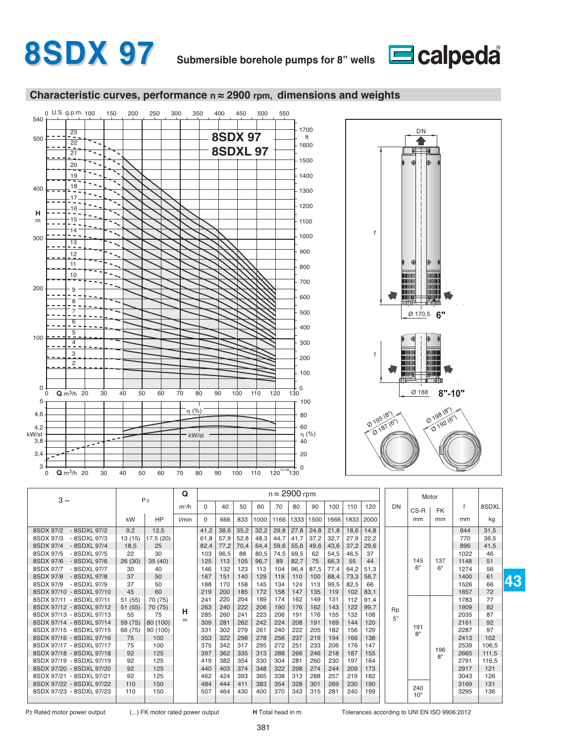# 8SDX 97

**Submersible borehole pumps for 8" wells**

calpeda

## Characteristic curves, performance n ≈ 2900 rpm, dimensions and weights

8SDX 97
8SDXL 97

U.S. g.p.m. 100 150 200 250 300 350 400 450 500 550

H m

ft

Q m³/h

η (%)

kW/st

DN

f

Ø 170,5 6"

Ø 188 8"-10"

Ø 195 (8") Ø 187 (6")

Ø 198 (8") Ø 192 (6")

| 3 ~ | P2 | | Q | n ≈ 2900 rpm | | | | | | | | | | | DN | Motor | | f | 8SDXL |
|---|---|---|---|---|---|---|---|---|---|---|---|---|---|---|---|---|---|---|---|
| | | | m³/h | 0 | 40 | 50 | 60 | 70 | 80 | 90 | 100 | 110 | 120 | | CS-R | FK | | |
| | kW | HP | l/min | 0 | 666 | 833 | 1000 | 1166 | 1333 | 1500 | 1666 | 1833 | 2000 | | mm | mm | mm | kg |
| 8SDX 97/2 - 8SDXL 97/2 | 9,2 | 12,5 | H m | 41,2 | 38,6 | 35,2 | 32,2 | 29,8 | 27,8 | 24,8 | 21,8 | 18,6 | 14,8 | Rp 5" | 145 6" | 137 6" | 644 | 31,5 |
| 8SDX 97/3 - 8SDXL 97/3 | 13 (15) | 17,5 (20) | | 61,8 | 57,9 | 52,8 | 48,3 | 44,7 | 41,7 | 37,2 | 32,7 | 27,9 | 22,2 | | | | 770 | 36,5 |
| 8SDX 97/4 - 8SDXL 97/4 | 18,5 | 25 | | 82,4 | 77,2 | 70,4 | 64,4 | 59,6 | 55,6 | 49,6 | 43,6 | 37,2 | 29,6 | | | | 896 | 41,5 |
| 8SDX 97/5 - 8SDXL 97/5 | 22 | 30 | | 103 | 96,5 | 88 | 80,5 | 74,5 | 69,5 | 62 | 54,5 | 46,5 | 37 | | | | 1022 | 46 |
| 8SDX 97/6 - 8SDXL 97/6 | 26 (30) | 35 (40) | | 125 | 113 | 105 | 96,7 | 89 | 82,7 | 75 | 66,3 | 55 | 44 | | | | 1148 | 51 |
| 8SDX 97/7 - 8SDXL 97/7 | 30 | 40 | | 146 | 132 | 123 | 113 | 104 | 96,4 | 87,5 | 77,4 | 64,2 | 51,3 | | | | 1274 | 56 |
| 8SDX 97/8 - 8SDXL 97/8 | 37 | 50 | | 167 | 151 | 140 | 129 | 119 | 110 | 100 | 88,4 | 73,3 | 58,7 | | | | 1400 | 61 |
| 8SDX 97/9 - 8SDXL 97/9 | 37 | 50 | | 188 | 170 | 158 | 145 | 134 | 124 | 113 | 99,5 | 82,5 | 66 | | | | 1526 | 66 |
| 8SDX 97/10 - 8SDXL 97/10 | 45 | 60 | | 219 | 200 | 185 | 172 | 158 | 147 | 135 | 119 | 102 | 83,1 | | | | 1657 | 72 |
| 8SDX 97/11 - 8SDXL 97/11 | 51 (55) | 70 (75) | | 241 | 220 | 204 | 189 | 174 | 162 | 149 | 131 | 112 | 91,4 | | 191 8" | 196 8" | 1783 | 77 |
| 8SDX 97/12 - 8SDXL 97/12 | 51 (55) | 70 (75) | | 263 | 240 | 222 | 206 | 190 | 176 | 162 | 143 | 122 | 99,7 | | | | 1909 | 82 |
| 8SDX 97/13 - 8SDXL 97/13 | 55 | 75 | | 285 | 260 | 241 | 223 | 206 | 191 | 176 | 155 | 132 | 108 | | | | 2035 | 87 |
| 8SDX 97/14 - 8SDXL 97/14 | 59 (75) | 80 (100) | | 309 | 281 | 262 | 242 | 224 | 208 | 191 | 169 | 144 | 120 | | | | 2161 | 92 |
| 8SDX 97/15 - 8SDXL 97/15 | 66 (75) | 90 (100) | | 331 | 302 | 279 | 261 | 240 | 222 | 205 | 182 | 156 | 129 | | | | 2287 | 97 |
| 8SDX 97/16 - 8SDXL 97/16 | 75 | 100 | | 353 | 322 | 298 | 278 | 256 | 237 | 219 | 194 | 166 | 138 | | | | 2413 | 102 |
| 8SDX 97/17 - 8SDXL 97/17 | 75 | 100 | | 375 | 342 | 317 | 295 | 272 | 251 | 233 | 206 | 176 | 147 | | | | 2539 | 106,5 |
| 8SDX 97/18 - 8SDXL 97/18 | 92 | 125 | | 397 | 362 | 335 | 313 | 288 | 266 | 246 | 218 | 187 | 155 | | | | 2665 | 111,5 |
| 8SDX 97/19 - 8SDXL 97/19 | 92 | 125 | | 419 | 382 | 354 | 330 | 304 | 281 | 260 | 230 | 197 | 164 | | | | 2791 | 116,5 |
| 8SDX 97/20 - 8SDXL 97/20 | 92 | 125 | | 440 | 403 | 374 | 348 | 322 | 298 | 274 | 244 | 209 | 173 | | | | 2917 | 121 |
| 8SDX 97/21 - 8SDXL 97/21 | 92 | 125 | | 462 | 424 | 393 | 365 | 338 | 313 | 288 | 257 | 219 | 182 | | | | 3043 | 126 |
| 8SDX 97/22 - 8SDXL 97/22 | 110 | 150 | | 484 | 444 | 411 | 383 | 354 | 328 | 301 | 269 | 230 | 190 | | 240 10" | | 3169 | 131 |
| 8SDX 97/23 - 8SDXL 97/23 | 110 | 150 | | 507 | 464 | 430 | 400 | 370 | 343 | 315 | 281 | 240 | 199 | | | | 3295 | 136 |

P2 Rated motor power output (...) FK motor rated power output **H** Total head in m Tolerances according to UNI EN ISO 9906:2012